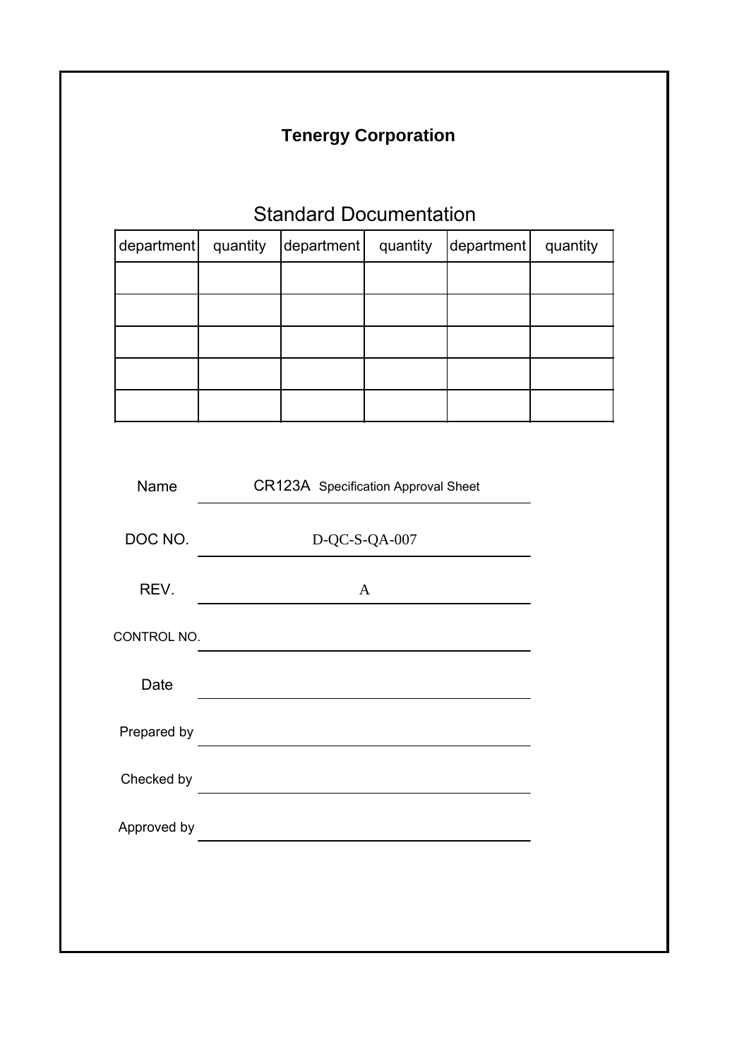# Tenergy Corporation

## Standard Documentation

| department | quantity | department | quantity | department | quantity |
|---|---|---|---|---|---|
| | | | | | |
| | | | | | |
| | | | | | |
| | | | | | |
| | | | | | |

| | |
|---|---|
| Name | CR123A Specification Approval Sheet |
| DOC NO. | D-QC-S-QA-007 |
| REV. | A |
| CONTROL NO. | |
| Date | |
| Prepared by | |
| Checked by | |
| Approved by | |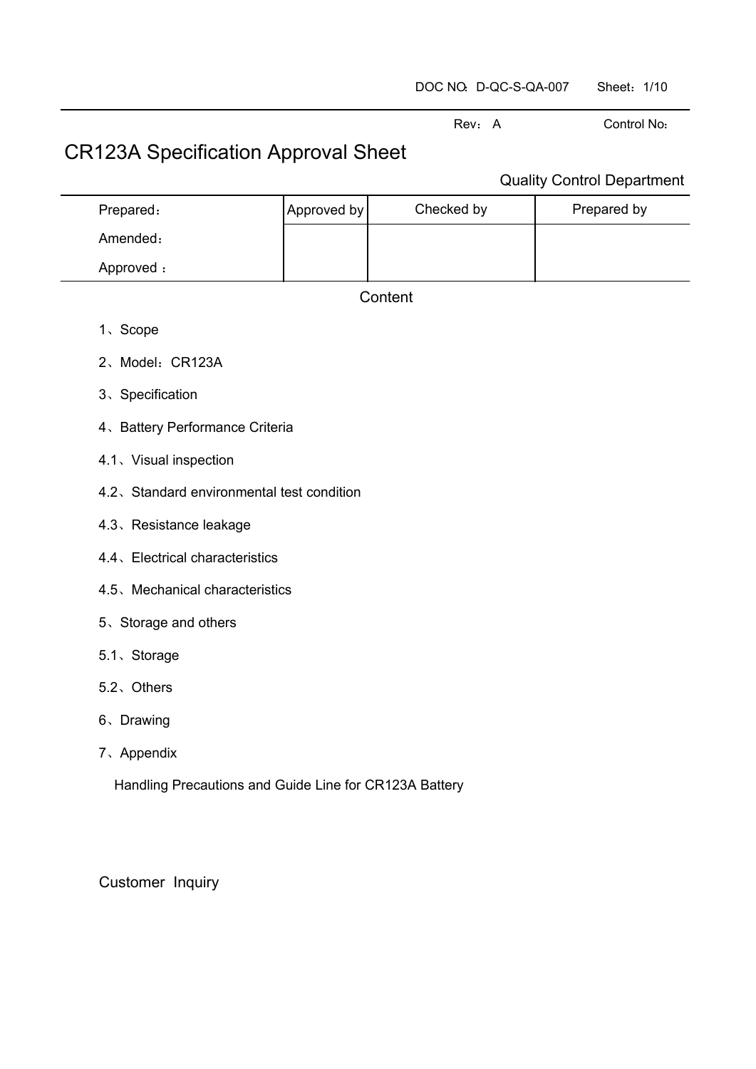DOC NO: D-QC-S-QA-007

Rev: A Control No:

# CR123A Specification Approval Sheet

Quality Control Department

| Prepared: | Approved by | Checked by | Prepared by |
|---|---|---|---|
| Amended: | | | |
| Approved : | | | |

## Content

1、Scope

2、Model：CR123A

3、Specification

4、Battery Performance Criteria

4.1、Visual inspection

4.2、Standard environmental test condition

4.3、Resistance leakage

4.4、Electrical characteristics

4.5、Mechanical characteristics

5、Storage and others

5.1、Storage

5.2、Others

6、Drawing

7、Appendix

Handling Precautions and Guide Line for CR123A Battery

Customer Inquiry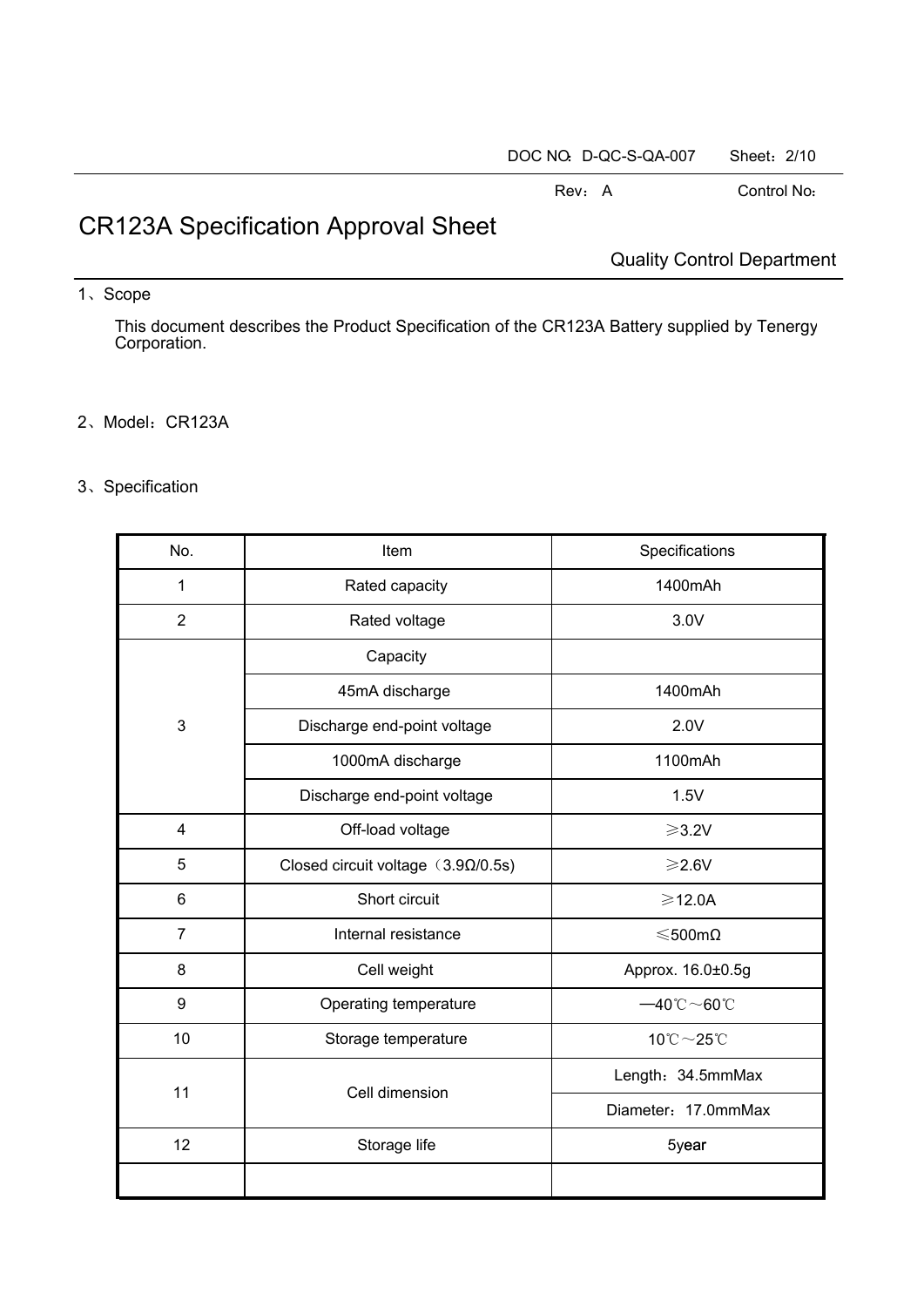# CR123A Specification Approval Sheet

Quality Control Department

1、Scope

This document describes the Product Specification of the CR123A Battery supplied by Tenergy Corporation.

2、Model：CR123A

3、Specification

| No. | Item | Specifications |
|---|---|---|
| 1 | Rated capacity | 1400mAh |
| 2 | Rated voltage | 3.0V |
| 3 | Capacity | |
| | 45mA discharge | 1400mAh |
| | Discharge end-point voltage | 2.0V |
| | 1000mA discharge | 1100mAh |
| | Discharge end-point voltage | 1.5V |
| 4 | Off-load voltage | ≥3.2V |
| 5 | Closed circuit voltage（3.9Ω/0.5s) | ≥2.6V |
| 6 | Short circuit | ≥12.0A |
| 7 | Internal resistance | ≤500mΩ |
| 8 | Cell weight | Approx. 16.0±0.5g |
| 9 | Operating temperature | —40℃～60℃ |
| 10 | Storage temperature | 10℃～25℃ |
| 11 | Cell dimension | Length：34.5mmMax |
| | | Diameter：17.0mmMax |
| 12 | Storage life | 5year |
| | | |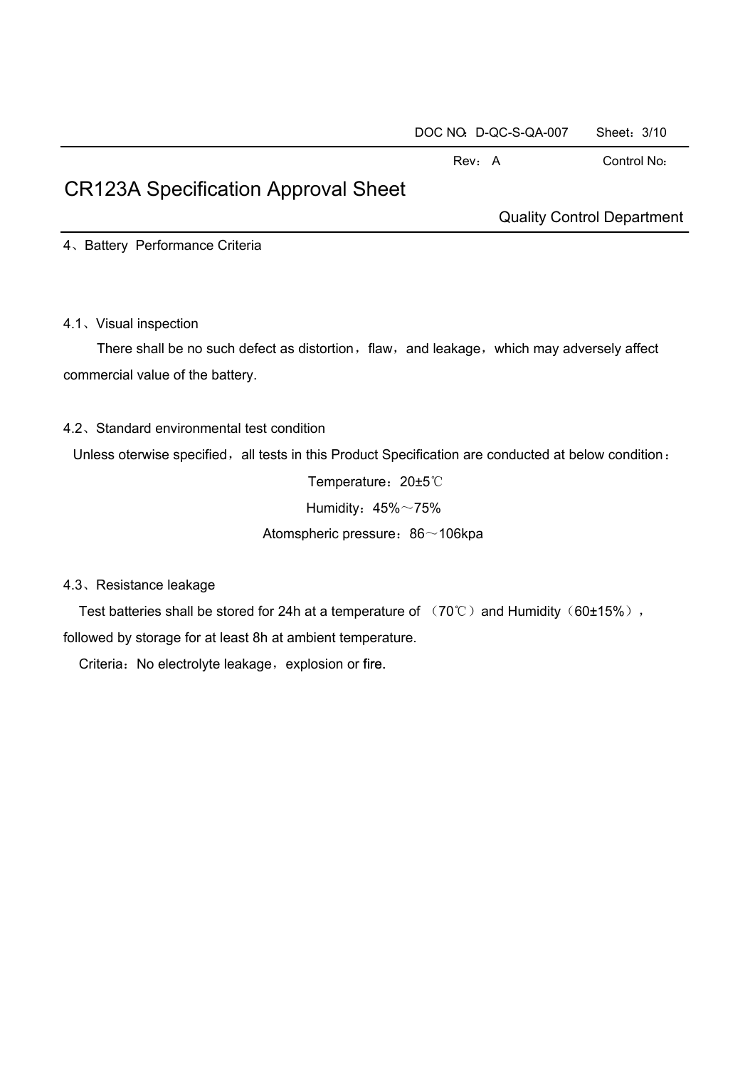DOC NO: D-QC-S-QA-007　Sheet：3/10

Rev：A　Control No:

# CR123A Specification Approval Sheet

Quality Control Department

## 4、Battery Performance Criteria

### 4.1、Visual inspection

There shall be no such defect as distortion，flaw，and leakage，which may adversely affect commercial value of the battery.

### 4.2、Standard environmental test condition

Unless oterwise specified，all tests in this Product Specification are conducted at below condition：

Temperature：20±5℃

Humidity：45%～75%

Atomspheric pressure：86～106kpa

### 4.3、Resistance leakage

Test batteries shall be stored for 24h at a temperature of （70℃）and Humidity（60±15%），followed by storage for at least 8h at ambient temperature.

Criteria：No electrolyte leakage，explosion or fire.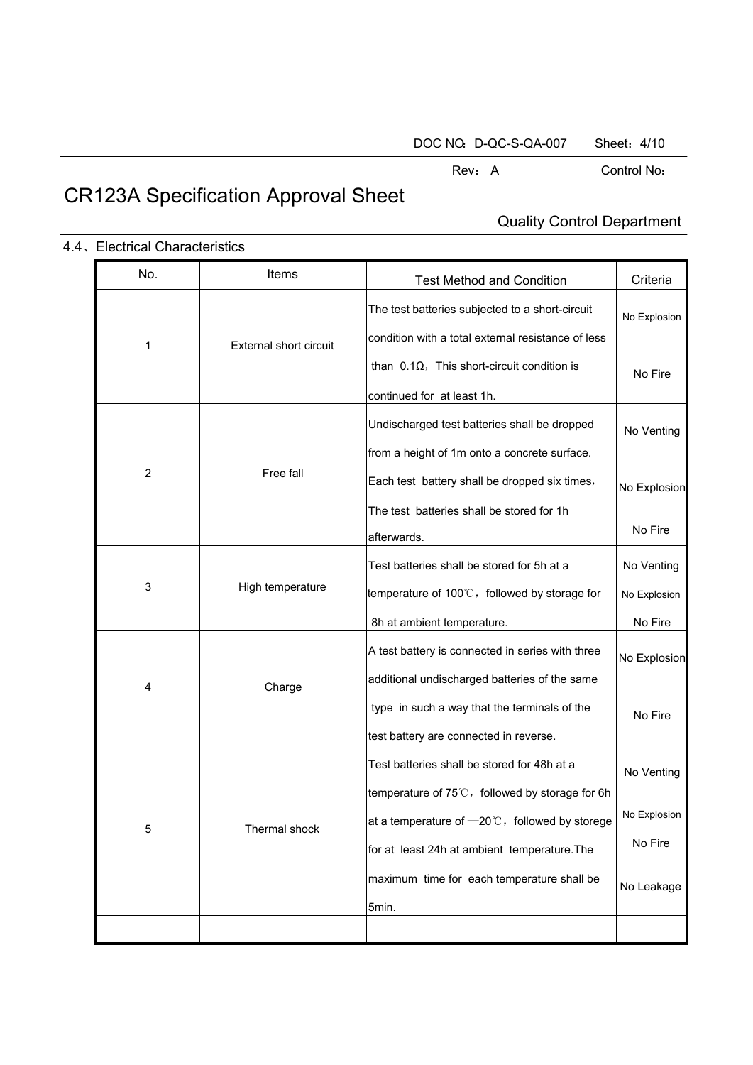# CR123A Specification Approval Sheet

Quality Control Department

## 4.4、Electrical Characteristics

| No. | Items | Test Method and Condition | Criteria |
|---|---|---|---|
| 1 | External short circuit | The test batteries subjected to a short-circuit condition with a total external resistance of less than 0.1Ω，This short-circuit condition is continued for at least 1h. | No Explosion<br>No Fire |
| 2 | Free fall | Undischarged test batteries shall be dropped from a height of 1m onto a concrete surface. Each test battery shall be dropped six times，The test batteries shall be stored for 1h afterwards. | No Venting<br>No Explosion<br>No Fire |
| 3 | High temperature | Test batteries shall be stored for 5h at a temperature of 100℃，followed by storage for 8h at ambient temperature. | No Venting<br>No Explosion<br>No Fire |
| 4 | Charge | A test battery is connected in series with three additional undischarged batteries of the same type in such a way that the terminals of the test battery are connected in reverse. | No Explosion<br>No Fire |
| 5 | Thermal shock | Test batteries shall be stored for 48h at a temperature of 75℃，followed by storage for 6h at a temperature of —20℃，followed by storege for at least 24h at ambient temperature.The maximum time for each temperature shall be 5min. | No Venting<br>No Explosion<br>No Fire<br>No Leakage |
| | | | |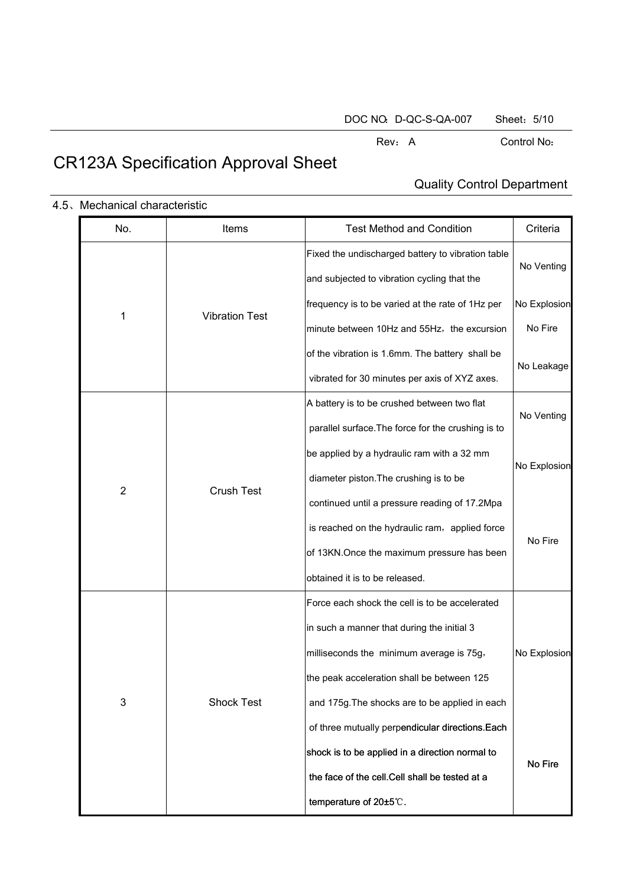# CR123A Specification Approval Sheet

Quality Control Department

4.5、Mechanical characteristic

| No. | Items | Test Method and Condition | Criteria |
|---|---|---|---|
| 1 | Vibration Test | Fixed the undischarged battery to vibration table and subjected to vibration cycling that the frequency is to be varied at the rate of 1Hz per minute between 10Hz and 55Hz，the excursion of the vibration is 1.6mm. The battery shall be vibrated for 30 minutes per axis of XYZ axes. | No Venting<br>No Explosion<br>No Fire<br>No Leakage |
| 2 | Crush Test | A battery is to be crushed between two flat parallel surface.The force for the crushing is to be applied by a hydraulic ram with a 32 mm diameter piston.The crushing is to be continued until a pressure reading of 17.2Mpa is reached on the hydraulic ram，applied force of 13KN.Once the maximum pressure has been obtained it is to be released. | No Venting<br>No Explosion<br>No Fire |
| 3 | Shock Test | Force each shock the cell is to be accelerated in such a manner that during the initial 3 milliseconds the minimum average is 75g，the peak acceleration shall be between 125 and 175g.The shocks are to be applied in each of three mutually perpendicular directions.Each shock is to be applied in a direction normal to the face of the cell.Cell shall be tested at a temperature of 20±5℃. | No Explosion<br>No Fire |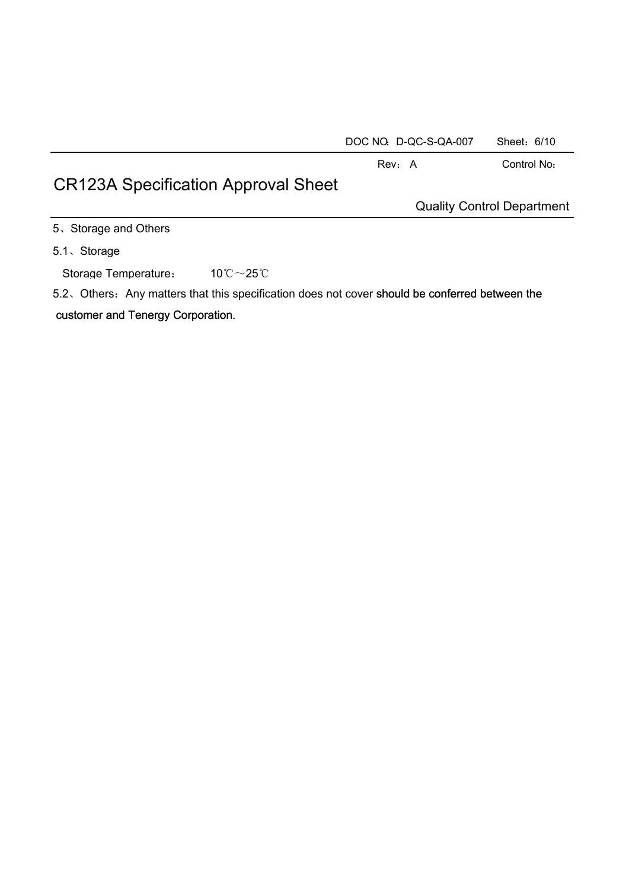5、Storage and Others

5.1、Storage

Storage Temperature：　10℃～25℃

5.2、Others：Any matters that this specification does not cover should be conferred between the customer and Tenergy Corporation.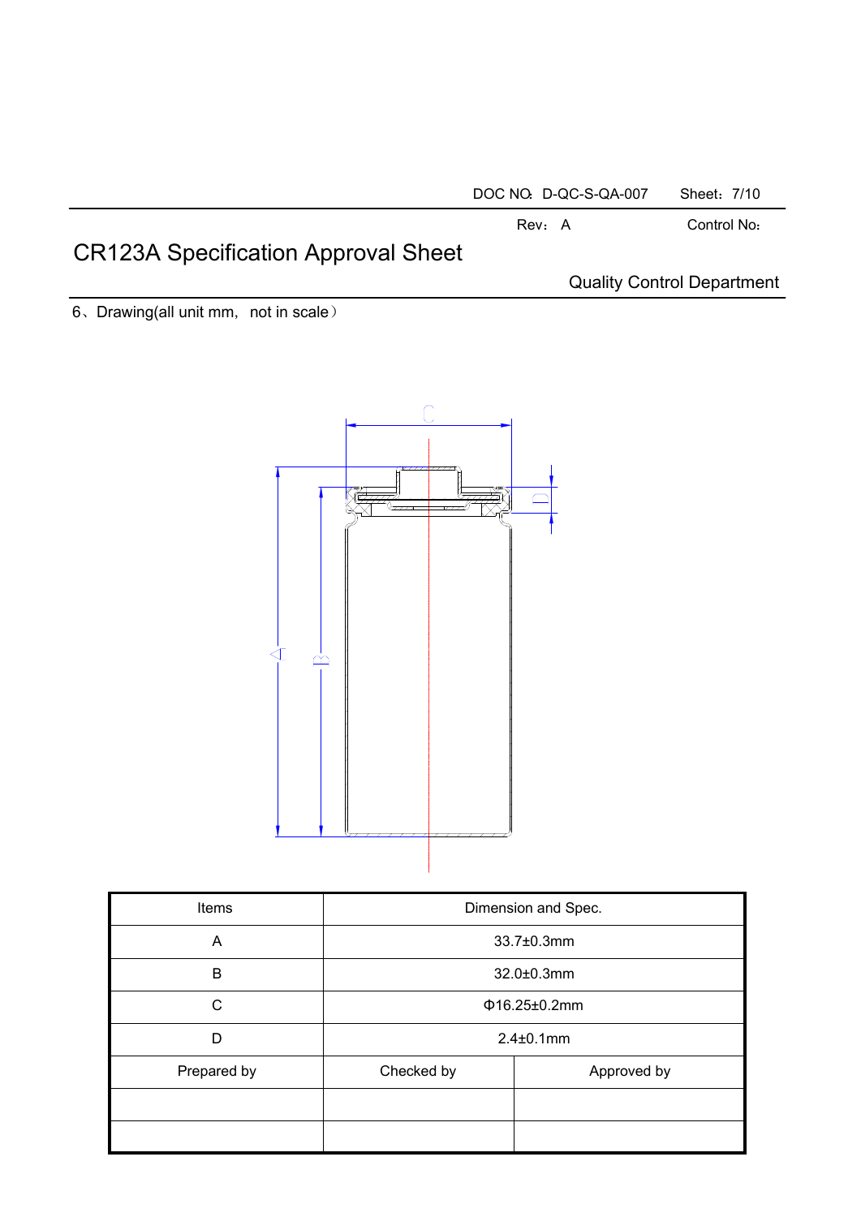# CR123A Specification Approval Sheet

Quality Control Department

6、Drawing(all unit mm，not in scale）

| Items | Dimension and Spec. | |
|---|---|---|
| A | 33.7±0.3mm | |
| B | 32.0±0.3mm | |
| C | Φ16.25±0.2mm | |
| D | 2.4±0.1mm | |
| Prepared by | Checked by | Approved by |
| | | |
| | | |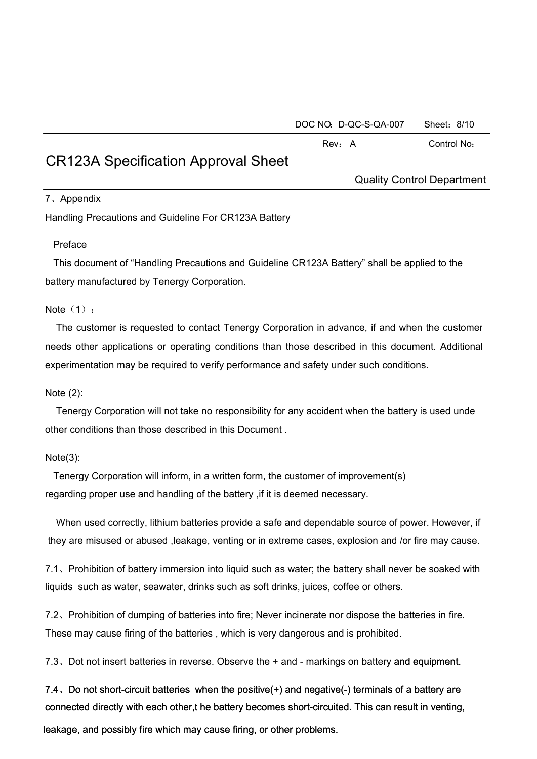# CR123A Specification Approval Sheet

Quality Control Department

7、Appendix

Handling Precautions and Guideline For CR123A Battery

Preface

This document of “Handling Precautions and Guideline CR123A Battery” shall be applied to the battery manufactured by Tenergy Corporation.

Note（1）：

The customer is requested to contact Tenergy Corporation in advance, if and when the customer needs other applications or operating conditions than those described in this document. Additional experimentation may be required to verify performance and safety under such conditions.

Note (2):

Tenergy Corporation will not take no responsibility for any accident when the battery is used unde other conditions than those described in this Document .

Note(3):

Tenergy Corporation will inform, in a written form, the customer of improvement(s) regarding proper use and handling of the battery ,if it is deemed necessary.

When used correctly, lithium batteries provide a safe and dependable source of power. However, if they are misused or abused ,leakage, venting or in extreme cases, explosion and /or fire may cause.

7.1、Prohibition of battery immersion into liquid such as water; the battery shall never be soaked with liquids such as water, seawater, drinks such as soft drinks, juices, coffee or others.

7.2、Prohibition of dumping of batteries into fire; Never incinerate nor dispose the batteries in fire. These may cause firing of the batteries , which is very dangerous and is prohibited.

7.3、Dot not insert batteries in reverse. Observe the + and - markings on battery and equipment.

7.4、Do not short-circuit batteries when the positive(+) and negative(-) terminals of a battery are connected directly with each other,t he battery becomes short-circuited. This can result in venting, leakage, and possibly fire which may cause firing, or other problems.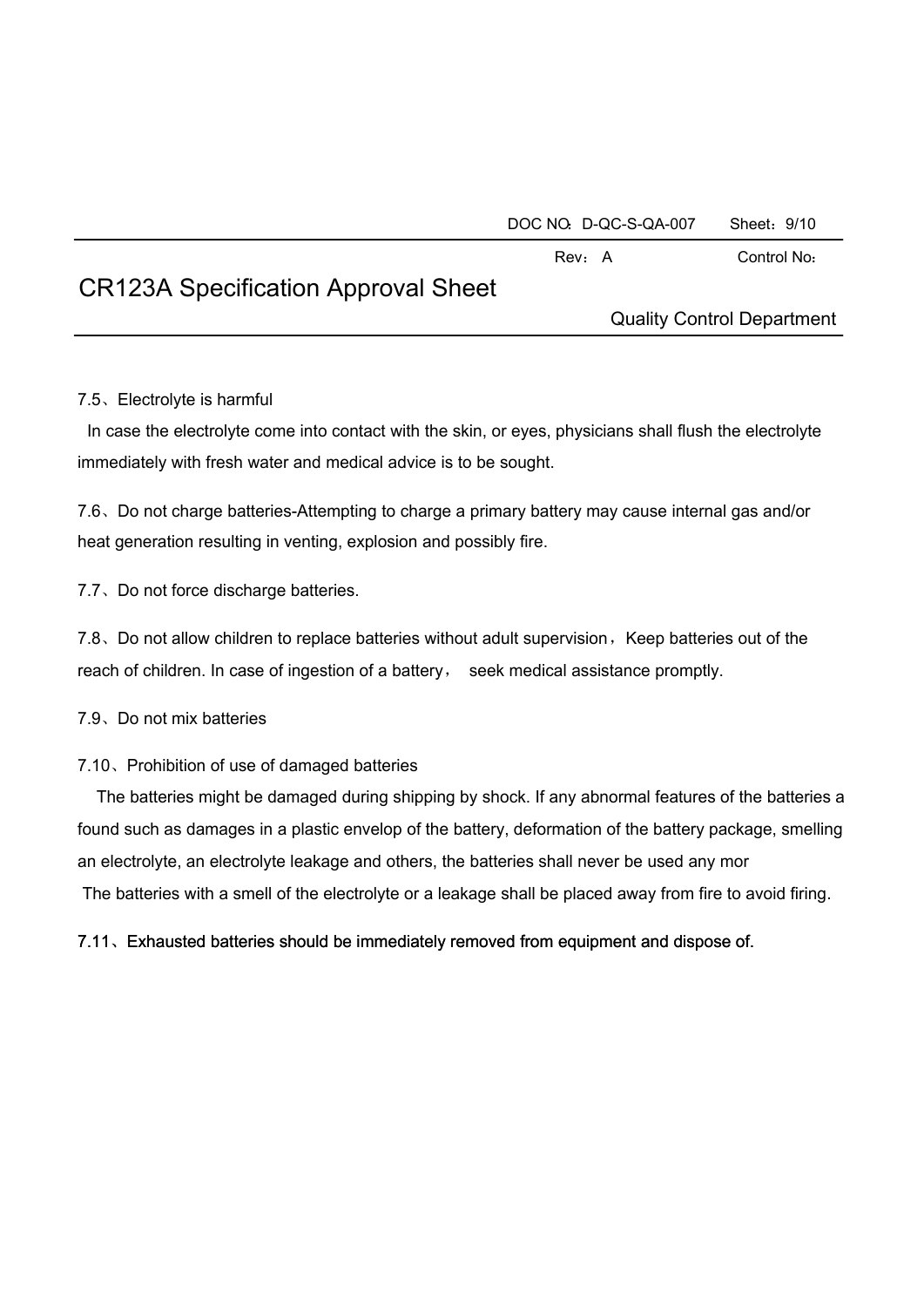7.5、Electrolyte is harmful

In case the electrolyte come into contact with the skin, or eyes, physicians shall flush the electrolyte immediately with fresh water and medical advice is to be sought.

7.6、Do not charge batteries-Attempting to charge a primary battery may cause internal gas and/or heat generation resulting in venting, explosion and possibly fire.

7.7、Do not force discharge batteries.

7.8、Do not allow children to replace batteries without adult supervision，Keep batteries out of the reach of children. In case of ingestion of a battery， seek medical assistance promptly.

7.9、Do not mix batteries

7.10、Prohibition of use of damaged batteries

The batteries might be damaged during shipping by shock. If any abnormal features of the batteries a found such as damages in a plastic envelop of the battery, deformation of the battery package, smelling an electrolyte, an electrolyte leakage and others, the batteries shall never be used any mor

The batteries with a smell of the electrolyte or a leakage shall be placed away from fire to avoid firing.

7.11、Exhausted batteries should be immediately removed from equipment and dispose of.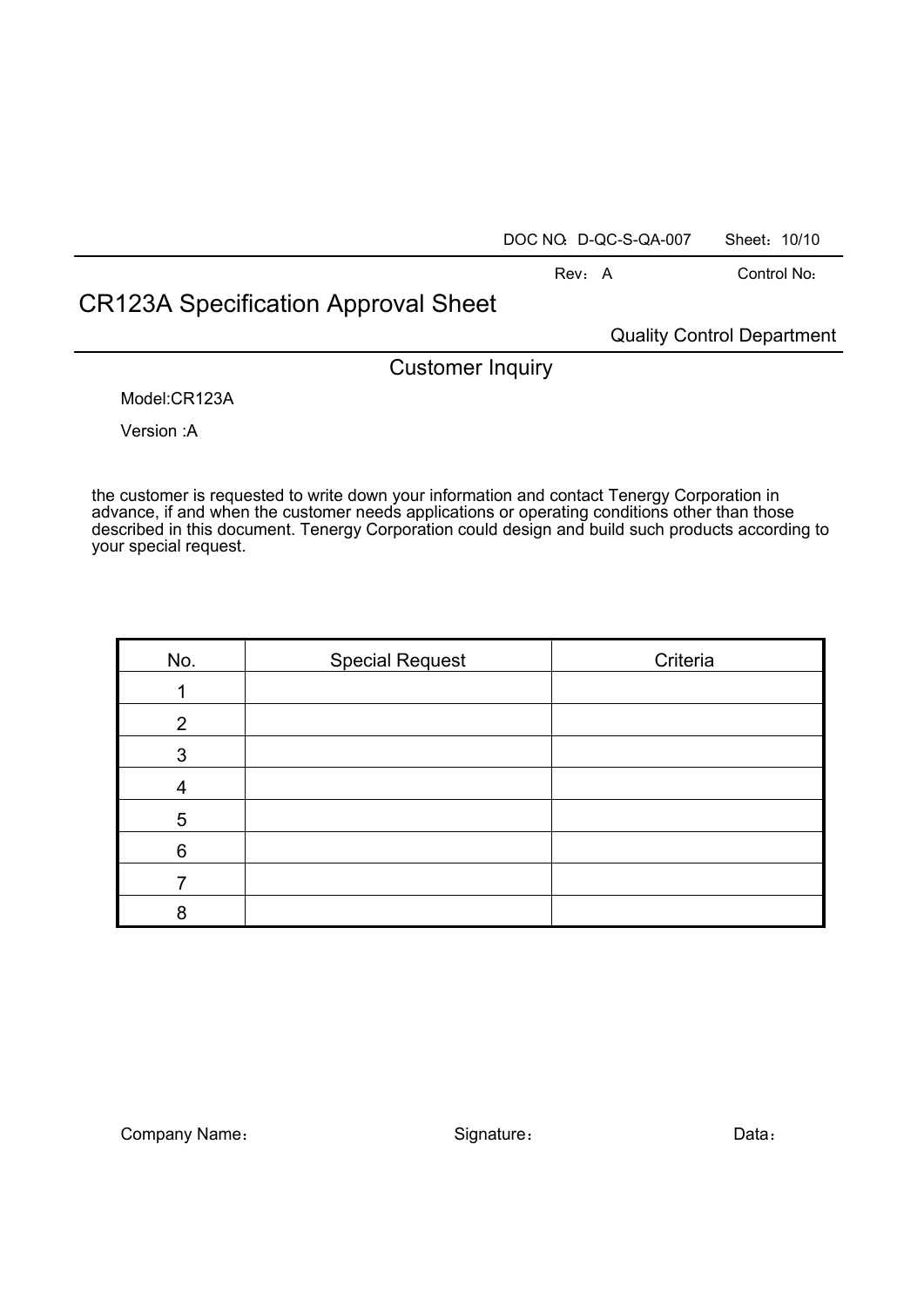DOC NO: D-QC-S-QA-007 Sheet：10/10

Rev： A Control No：

# CR123A Specification Approval Sheet

Quality Control Department

## Customer Inquiry

Model:CR123A

Version :A

the customer is requested to write down your information and contact Tenergy Corporation in advance, if and when the customer needs applications or operating conditions other than those described in this document. Tenergy Corporation could design and build such products according to your special request.

| No. | Special Request | Criteria |
|---|---|---|
| 1 | | |
| 2 | | |
| 3 | | |
| 4 | | |
| 5 | | |
| 6 | | |
| 7 | | |
| 8 | | |

Company Name： Signature： Data：